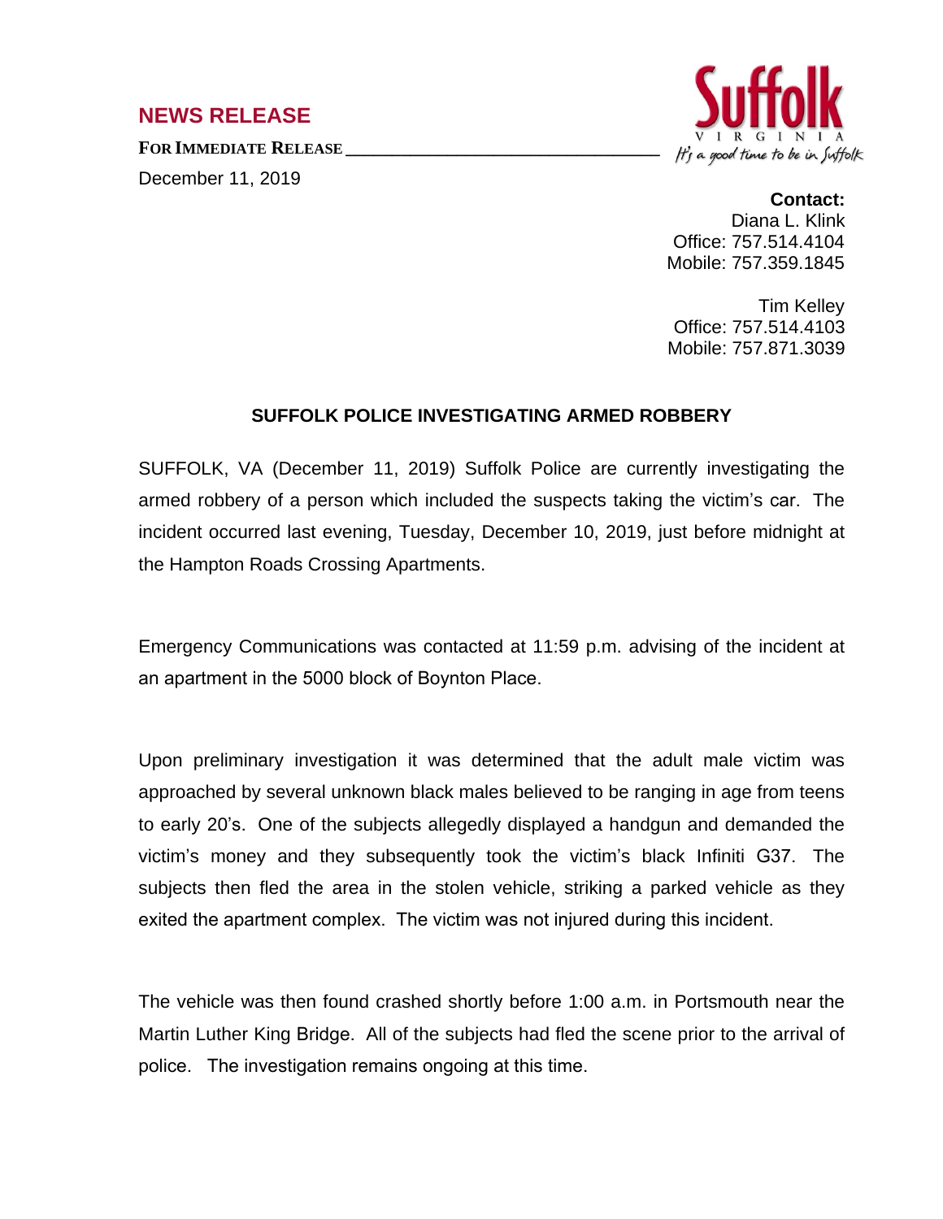## NEWS RELEASE

**FOR IMMEDIATE RELEASE**

December 11, 2019

Suffolk
VIRGINIA
*It's a good time to be in Suffolk*

**Contact:**
Diana L. Klink
Office: 757.514.4104
Mobile: 757.359.1845

Tim Kelley
Office: 757.514.4103
Mobile: 757.871.3039

### SUFFOLK POLICE INVESTIGATING ARMED ROBBERY

SUFFOLK, VA (December 11, 2019) Suffolk Police are currently investigating the armed robbery of a person which included the suspects taking the victim's car. The incident occurred last evening, Tuesday, December 10, 2019, just before midnight at the Hampton Roads Crossing Apartments.

Emergency Communications was contacted at 11:59 p.m. advising of the incident at an apartment in the 5000 block of Boynton Place.

Upon preliminary investigation it was determined that the adult male victim was approached by several unknown black males believed to be ranging in age from teens to early 20's. One of the subjects allegedly displayed a handgun and demanded the victim's money and they subsequently took the victim's black Infiniti G37. The subjects then fled the area in the stolen vehicle, striking a parked vehicle as they exited the apartment complex. The victim was not injured during this incident.

The vehicle was then found crashed shortly before 1:00 a.m. in Portsmouth near the Martin Luther King Bridge. All of the subjects had fled the scene prior to the arrival of police. The investigation remains ongoing at this time.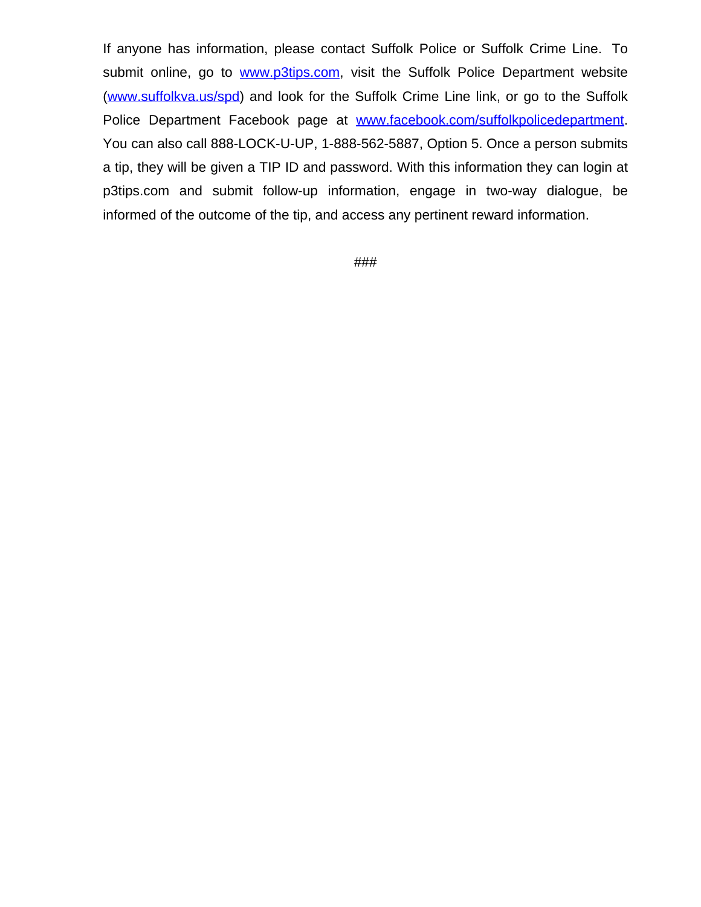If anyone has information, please contact Suffolk Police or Suffolk Crime Line. To submit online, go to www.p3tips.com, visit the Suffolk Police Department website (www.suffolkva.us/spd) and look for the Suffolk Crime Line link, or go to the Suffolk Police Department Facebook page at www.facebook.com/suffolkpolicedepartment. You can also call 888-LOCK-U-UP, 1-888-562-5887, Option 5. Once a person submits a tip, they will be given a TIP ID and password. With this information they can login at p3tips.com and submit follow-up information, engage in two-way dialogue, be informed of the outcome of the tip, and access any pertinent reward information.

###